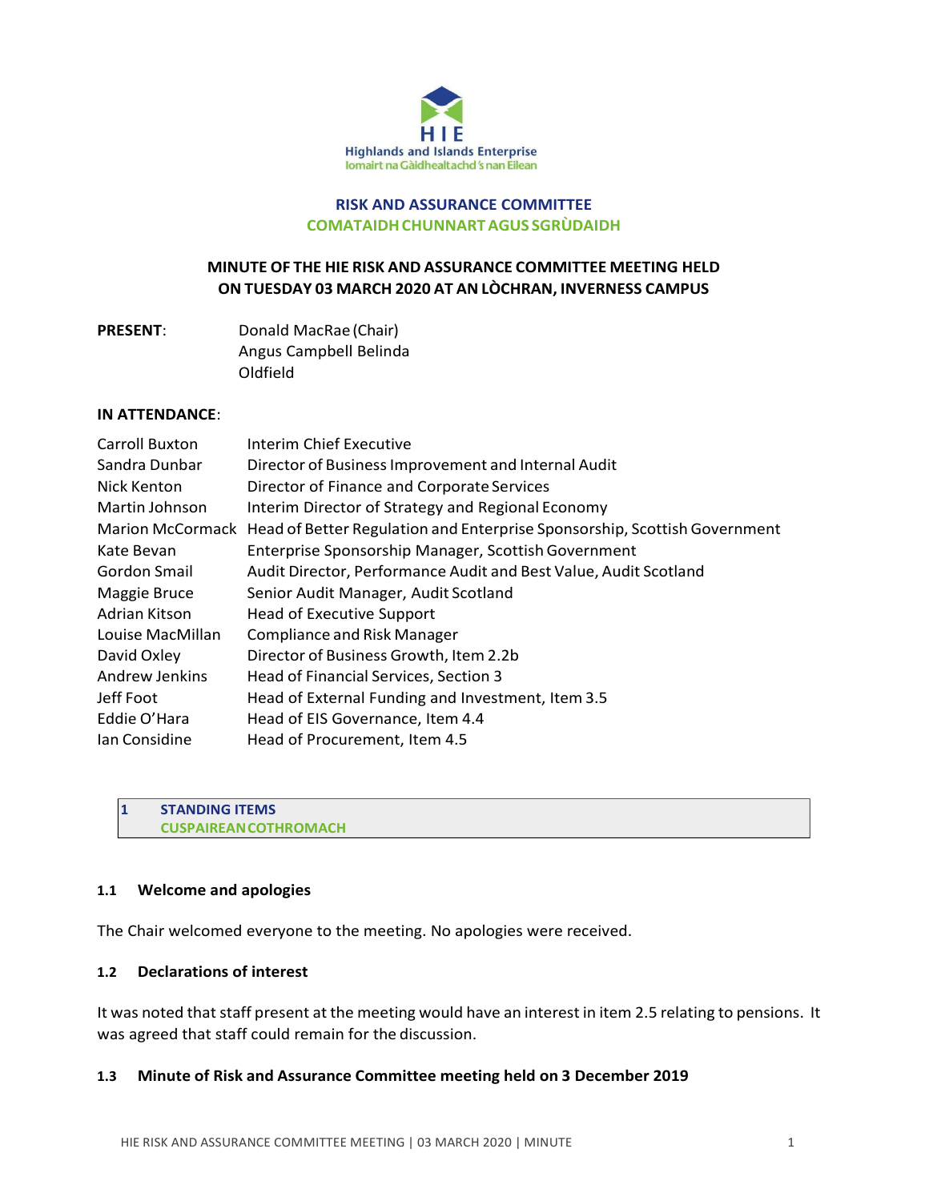Highlands and Islands Enterprise
Iomairt na Gàidhealtachd 's nan Eilean

# RISK AND ASSURANCE COMMITTEE
# COMATAIDH CHUNNART AGUS SGRÙDAIDH

## MINUTE OF THE HIE RISK AND ASSURANCE COMMITTEE MEETING HELD ON TUESDAY 03 MARCH 2020 AT AN LÒCHRAN, INVERNESS CAMPUS

**PRESENT**:

Donald MacRae (Chair)
Angus Campbell
Belinda Oldfield

**IN ATTENDANCE**:

| | |
|---|---|
| Carroll Buxton | Interim Chief Executive |
| Sandra Dunbar | Director of Business Improvement and Internal Audit |
| Nick Kenton | Director of Finance and Corporate Services |
| Martin Johnson | Interim Director of Strategy and Regional Economy |
| Marion McCormack | Head of Better Regulation and Enterprise Sponsorship, Scottish Government |
| Kate Bevan | Enterprise Sponsorship Manager, Scottish Government |
| Gordon Smail | Audit Director, Performance Audit and Best Value, Audit Scotland |
| Maggie Bruce | Senior Audit Manager, Audit Scotland |
| Adrian Kitson | Head of Executive Support |
| Louise MacMillan | Compliance and Risk Manager |
| David Oxley | Director of Business Growth, Item 2.2b |
| Andrew Jenkins | Head of Financial Services, Section 3 |
| Jeff Foot | Head of External Funding and Investment, Item 3.5 |
| Eddie O'Hara | Head of EIS Governance, Item 4.4 |
| Ian Considine | Head of Procurement, Item 4.5 |

## 1 STANDING ITEMS
## CUSPAIREAN COTHROMACH

### 1.1 Welcome and apologies

The Chair welcomed everyone to the meeting. No apologies were received.

### 1.2 Declarations of interest

It was noted that staff present at the meeting would have an interest in item 2.5 relating to pensions. It was agreed that staff could remain for the discussion.

### 1.3 Minute of Risk and Assurance Committee meeting held on 3 December 2019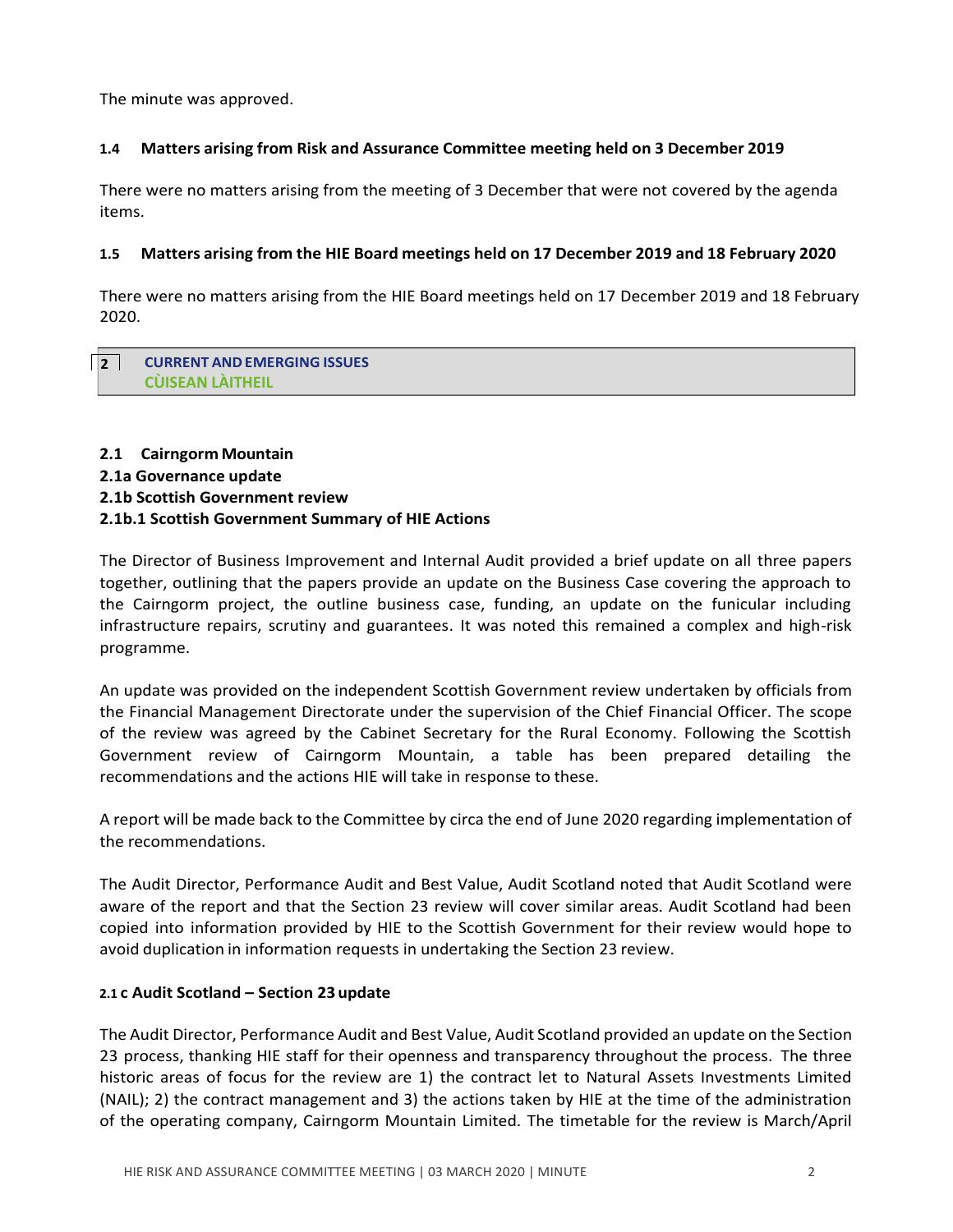The minute was approved.

### 1.4 Matters arising from Risk and Assurance Committee meeting held on 3 December 2019

There were no matters arising from the meeting of 3 December that were not covered by the agenda items.

### 1.5 Matters arising from the HIE Board meetings held on 17 December 2019 and 18 February 2020

There were no matters arising from the HIE Board meetings held on 17 December 2019 and 18 February 2020.

## 2 CURRENT AND EMERGING ISSUES
## CÙISEAN LÀITHEIL

### 2.1 Cairngorm Mountain
### 2.1a Governance update
### 2.1b Scottish Government review
### 2.1b.1 Scottish Government Summary of HIE Actions

The Director of Business Improvement and Internal Audit provided a brief update on all three papers together, outlining that the papers provide an update on the Business Case covering the approach to the Cairngorm project, the outline business case, funding, an update on the funicular including infrastructure repairs, scrutiny and guarantees. It was noted this remained a complex and high-risk programme.

An update was provided on the independent Scottish Government review undertaken by officials from the Financial Management Directorate under the supervision of the Chief Financial Officer. The scope of the review was agreed by the Cabinet Secretary for the Rural Economy. Following the Scottish Government review of Cairngorm Mountain, a table has been prepared detailing the recommendations and the actions HIE will take in response to these.

A report will be made back to the Committee by circa the end of June 2020 regarding implementation of the recommendations.

The Audit Director, Performance Audit and Best Value, Audit Scotland noted that Audit Scotland were aware of the report and that the Section 23 review will cover similar areas. Audit Scotland had been copied into information provided by HIE to the Scottish Government for their review would hope to avoid duplication in information requests in undertaking the Section 23 review.

### 2.1 c Audit Scotland – Section 23 update

The Audit Director, Performance Audit and Best Value, Audit Scotland provided an update on the Section 23 process, thanking HIE staff for their openness and transparency throughout the process. The three historic areas of focus for the review are 1) the contract let to Natural Assets Investments Limited (NAIL); 2) the contract management and 3) the actions taken by HIE at the time of the administration of the operating company, Cairngorm Mountain Limited. The timetable for the review is March/April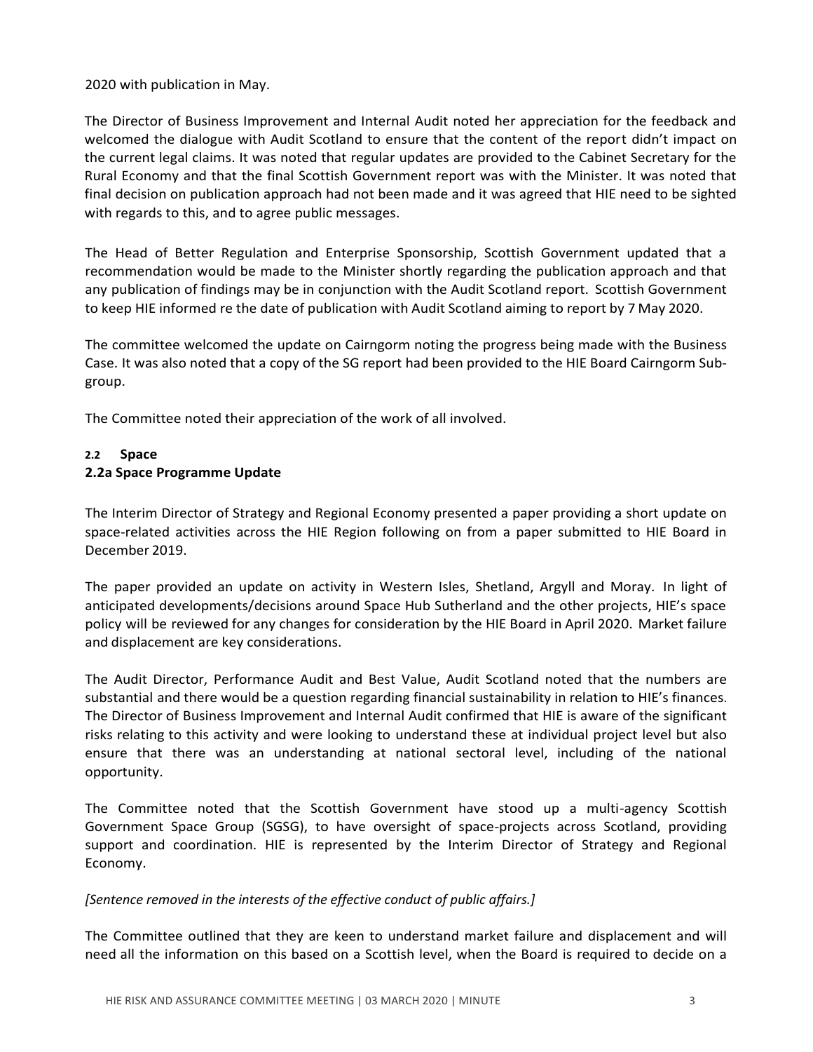2020 with publication in May.

The Director of Business Improvement and Internal Audit noted her appreciation for the feedback and welcomed the dialogue with Audit Scotland to ensure that the content of the report didn't impact on the current legal claims. It was noted that regular updates are provided to the Cabinet Secretary for the Rural Economy and that the final Scottish Government report was with the Minister. It was noted that final decision on publication approach had not been made and it was agreed that HIE need to be sighted with regards to this, and to agree public messages.

The Head of Better Regulation and Enterprise Sponsorship, Scottish Government updated that a recommendation would be made to the Minister shortly regarding the publication approach and that any publication of findings may be in conjunction with the Audit Scotland report. Scottish Government to keep HIE informed re the date of publication with Audit Scotland aiming to report by 7 May 2020.

The committee welcomed the update on Cairngorm noting the progress being made with the Business Case. It was also noted that a copy of the SG report had been provided to the HIE Board Cairngorm Sub-group.

The Committee noted their appreciation of the work of all involved.

### 2.2 Space

### 2.2a Space Programme Update

The Interim Director of Strategy and Regional Economy presented a paper providing a short update on space-related activities across the HIE Region following on from a paper submitted to HIE Board in December 2019.

The paper provided an update on activity in Western Isles, Shetland, Argyll and Moray. In light of anticipated developments/decisions around Space Hub Sutherland and the other projects, HIE's space policy will be reviewed for any changes for consideration by the HIE Board in April 2020. Market failure and displacement are key considerations.

The Audit Director, Performance Audit and Best Value, Audit Scotland noted that the numbers are substantial and there would be a question regarding financial sustainability in relation to HIE's finances. The Director of Business Improvement and Internal Audit confirmed that HIE is aware of the significant risks relating to this activity and were looking to understand these at individual project level but also ensure that there was an understanding at national sectoral level, including of the national opportunity.

The Committee noted that the Scottish Government have stood up a multi-agency Scottish Government Space Group (SGSG), to have oversight of space-projects across Scotland, providing support and coordination. HIE is represented by the Interim Director of Strategy and Regional Economy.

*[Sentence removed in the interests of the effective conduct of public affairs.]*

The Committee outlined that they are keen to understand market failure and displacement and will need all the information on this based on a Scottish level, when the Board is required to decide on a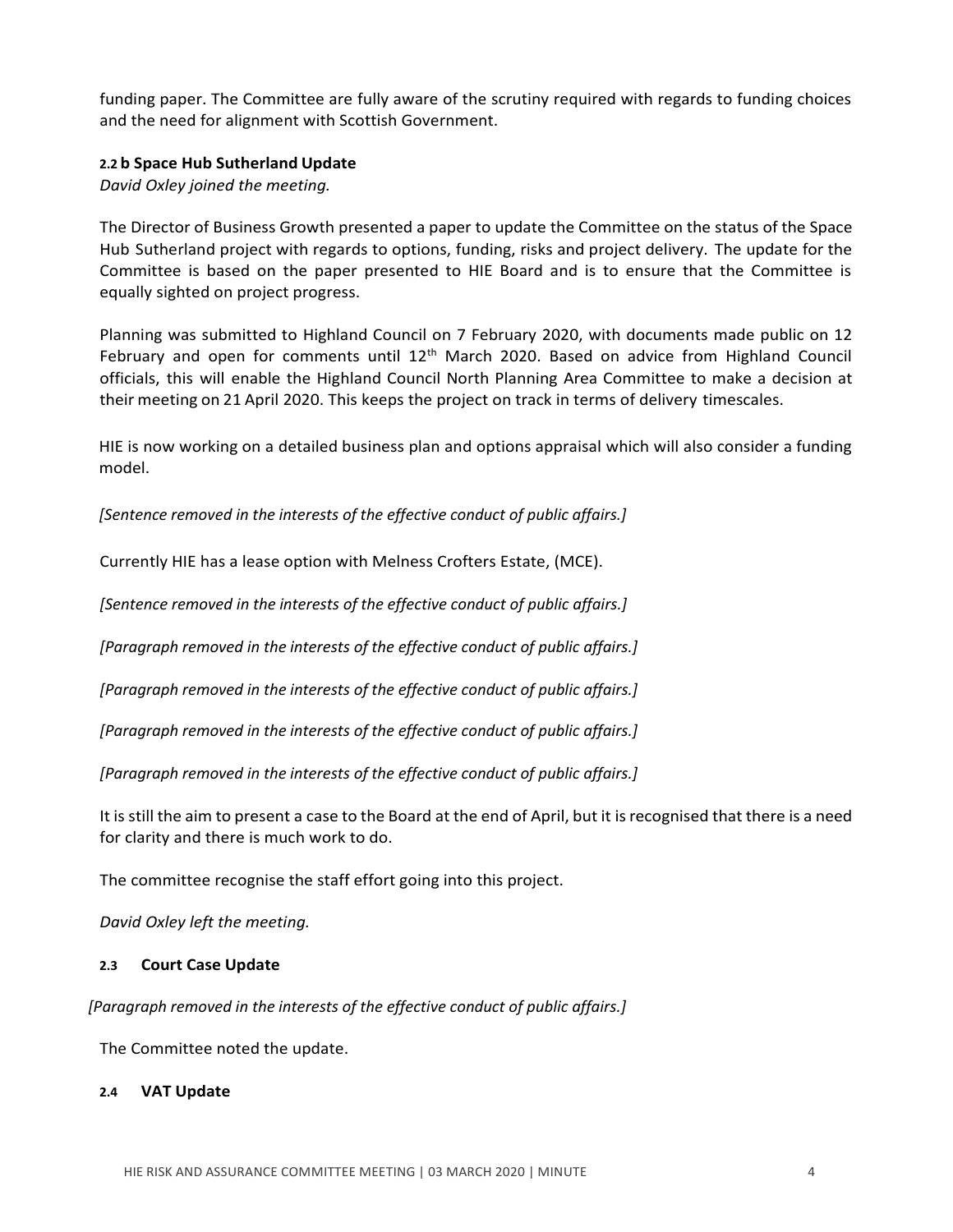funding paper. The Committee are fully aware of the scrutiny required with regards to funding choices and the need for alignment with Scottish Government.

#### 2.2 b Space Hub Sutherland Update

*David Oxley joined the meeting.*

The Director of Business Growth presented a paper to update the Committee on the status of the Space Hub Sutherland project with regards to options, funding, risks and project delivery. The update for the Committee is based on the paper presented to HIE Board and is to ensure that the Committee is equally sighted on project progress.

Planning was submitted to Highland Council on 7 February 2020, with documents made public on 12 February and open for comments until 12th March 2020. Based on advice from Highland Council officials, this will enable the Highland Council North Planning Area Committee to make a decision at their meeting on 21 April 2020. This keeps the project on track in terms of delivery timescales.

HIE is now working on a detailed business plan and options appraisal which will also consider a funding model.

*[Sentence removed in the interests of the effective conduct of public affairs.]*

Currently HIE has a lease option with Melness Crofters Estate, (MCE).

*[Sentence removed in the interests of the effective conduct of public affairs.]*

*[Paragraph removed in the interests of the effective conduct of public affairs.]*

*[Paragraph removed in the interests of the effective conduct of public affairs.]*

*[Paragraph removed in the interests of the effective conduct of public affairs.]*

*[Paragraph removed in the interests of the effective conduct of public affairs.]*

It is still the aim to present a case to the Board at the end of April, but it is recognised that there is a need for clarity and there is much work to do.

The committee recognise the staff effort going into this project.

*David Oxley left the meeting.*

#### 2.3 Court Case Update

*[Paragraph removed in the interests of the effective conduct of public affairs.]*

The Committee noted the update.

#### 2.4 VAT Update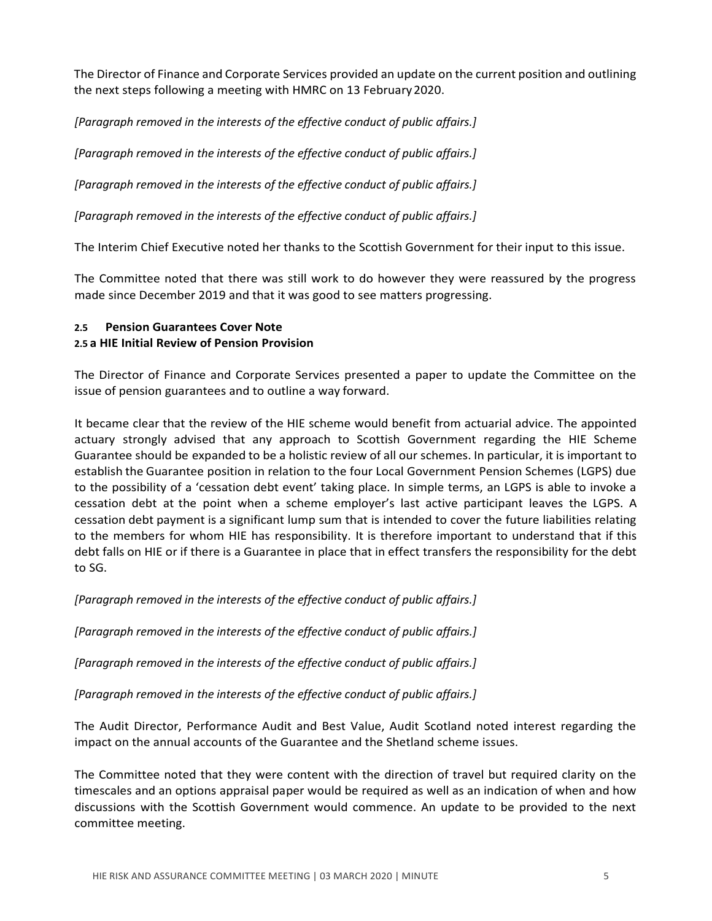The Director of Finance and Corporate Services provided an update on the current position and outlining the next steps following a meeting with HMRC on 13 February 2020.

*[Paragraph removed in the interests of the effective conduct of public affairs.]*

*[Paragraph removed in the interests of the effective conduct of public affairs.]*

*[Paragraph removed in the interests of the effective conduct of public affairs.]*

*[Paragraph removed in the interests of the effective conduct of public affairs.]*

The Interim Chief Executive noted her thanks to the Scottish Government for their input to this issue.

The Committee noted that there was still work to do however they were reassured by the progress made since December 2019 and that it was good to see matters progressing.

### 2.5 Pension Guarantees Cover Note

#### 2.5 a HIE Initial Review of Pension Provision

The Director of Finance and Corporate Services presented a paper to update the Committee on the issue of pension guarantees and to outline a way forward.

It became clear that the review of the HIE scheme would benefit from actuarial advice. The appointed actuary strongly advised that any approach to Scottish Government regarding the HIE Scheme Guarantee should be expanded to be a holistic review of all our schemes. In particular, it is important to establish the Guarantee position in relation to the four Local Government Pension Schemes (LGPS) due to the possibility of a 'cessation debt event' taking place. In simple terms, an LGPS is able to invoke a cessation debt at the point when a scheme employer's last active participant leaves the LGPS. A cessation debt payment is a significant lump sum that is intended to cover the future liabilities relating to the members for whom HIE has responsibility. It is therefore important to understand that if this debt falls on HIE or if there is a Guarantee in place that in effect transfers the responsibility for the debt to SG.

*[Paragraph removed in the interests of the effective conduct of public affairs.]*

*[Paragraph removed in the interests of the effective conduct of public affairs.]*

*[Paragraph removed in the interests of the effective conduct of public affairs.]*

*[Paragraph removed in the interests of the effective conduct of public affairs.]*

The Audit Director, Performance Audit and Best Value, Audit Scotland noted interest regarding the impact on the annual accounts of the Guarantee and the Shetland scheme issues.

The Committee noted that they were content with the direction of travel but required clarity on the timescales and an options appraisal paper would be required as well as an indication of when and how discussions with the Scottish Government would commence. An update to be provided to the next committee meeting.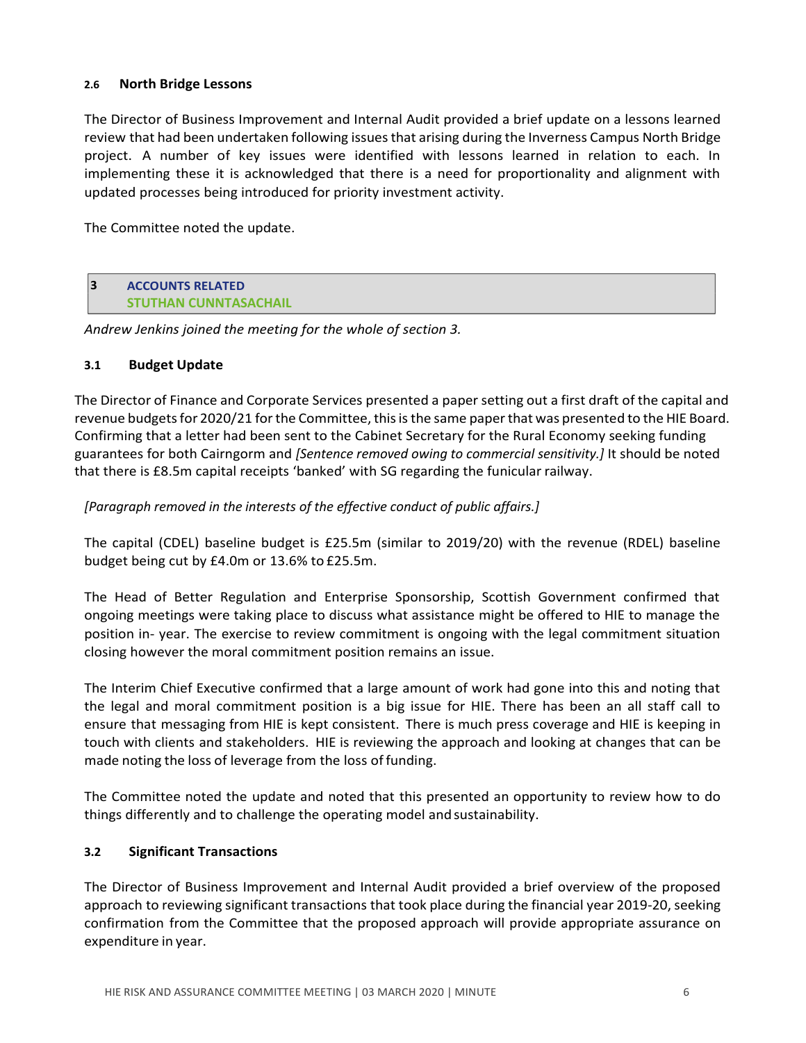### 2.6 North Bridge Lessons

The Director of Business Improvement and Internal Audit provided a brief update on a lessons learned review that had been undertaken following issues that arising during the Inverness Campus North Bridge project. A number of key issues were identified with lessons learned in relation to each. In implementing these it is acknowledged that there is a need for proportionality and alignment with updated processes being introduced for priority investment activity.

The Committee noted the update.

## 3 ACCOUNTS RELATED
## STUTHAN CUNNTASACHAIL

*Andrew Jenkins joined the meeting for the whole of section 3.*

### 3.1 Budget Update

The Director of Finance and Corporate Services presented a paper setting out a first draft of the capital and revenue budgets for 2020/21 for the Committee, this is the same paper that was presented to the HIE Board. Confirming that a letter had been sent to the Cabinet Secretary for the Rural Economy seeking funding guarantees for both Cairngorm and *[Sentence removed owing to commercial sensitivity.]* It should be noted that there is £8.5m capital receipts 'banked' with SG regarding the funicular railway.

*[Paragraph removed in the interests of the effective conduct of public affairs.]*

The capital (CDEL) baseline budget is £25.5m (similar to 2019/20) with the revenue (RDEL) baseline budget being cut by £4.0m or 13.6% to £25.5m.

The Head of Better Regulation and Enterprise Sponsorship, Scottish Government confirmed that ongoing meetings were taking place to discuss what assistance might be offered to HIE to manage the position in- year. The exercise to review commitment is ongoing with the legal commitment situation closing however the moral commitment position remains an issue.

The Interim Chief Executive confirmed that a large amount of work had gone into this and noting that the legal and moral commitment position is a big issue for HIE. There has been an all staff call to ensure that messaging from HIE is kept consistent. There is much press coverage and HIE is keeping in touch with clients and stakeholders. HIE is reviewing the approach and looking at changes that can be made noting the loss of leverage from the loss of funding.

The Committee noted the update and noted that this presented an opportunity to review how to do things differently and to challenge the operating model and sustainability.

### 3.2 Significant Transactions

The Director of Business Improvement and Internal Audit provided a brief overview of the proposed approach to reviewing significant transactions that took place during the financial year 2019-20, seeking confirmation from the Committee that the proposed approach will provide appropriate assurance on expenditure in year.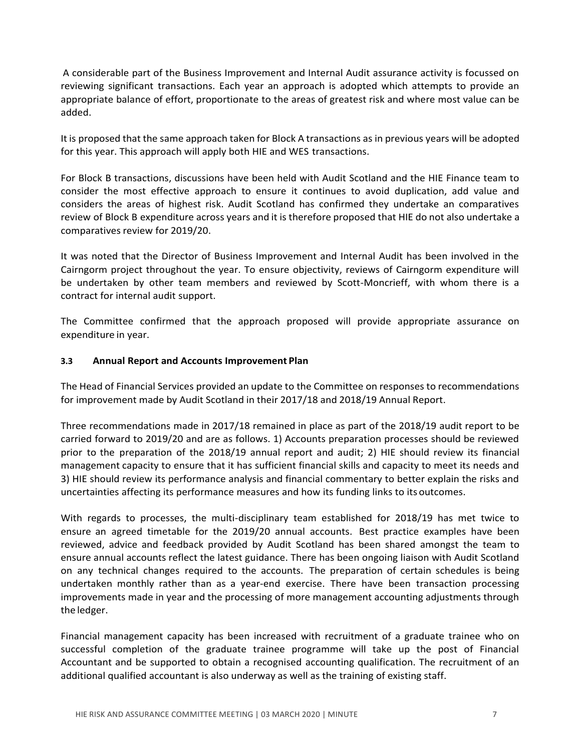A considerable part of the Business Improvement and Internal Audit assurance activity is focussed on reviewing significant transactions. Each year an approach is adopted which attempts to provide an appropriate balance of effort, proportionate to the areas of greatest risk and where most value can be added.

It is proposed that the same approach taken for Block A transactions as in previous years will be adopted for this year. This approach will apply both HIE and WES transactions.

For Block B transactions, discussions have been held with Audit Scotland and the HIE Finance team to consider the most effective approach to ensure it continues to avoid duplication, add value and considers the areas of highest risk. Audit Scotland has confirmed they undertake an comparatives review of Block B expenditure across years and it is therefore proposed that HIE do not also undertake a comparatives review for 2019/20.

It was noted that the Director of Business Improvement and Internal Audit has been involved in the Cairngorm project throughout the year. To ensure objectivity, reviews of Cairngorm expenditure will be undertaken by other team members and reviewed by Scott-Moncrieff, with whom there is a contract for internal audit support.

The Committee confirmed that the approach proposed will provide appropriate assurance on expenditure in year.

### 3.3 Annual Report and Accounts Improvement Plan

The Head of Financial Services provided an update to the Committee on responses to recommendations for improvement made by Audit Scotland in their 2017/18 and 2018/19 Annual Report.

Three recommendations made in 2017/18 remained in place as part of the 2018/19 audit report to be carried forward to 2019/20 and are as follows. 1) Accounts preparation processes should be reviewed prior to the preparation of the 2018/19 annual report and audit; 2) HIE should review its financial management capacity to ensure that it has sufficient financial skills and capacity to meet its needs and 3) HIE should review its performance analysis and financial commentary to better explain the risks and uncertainties affecting its performance measures and how its funding links to its outcomes.

With regards to processes, the multi-disciplinary team established for 2018/19 has met twice to ensure an agreed timetable for the 2019/20 annual accounts. Best practice examples have been reviewed, advice and feedback provided by Audit Scotland has been shared amongst the team to ensure annual accounts reflect the latest guidance. There has been ongoing liaison with Audit Scotland on any technical changes required to the accounts. The preparation of certain schedules is being undertaken monthly rather than as a year-end exercise. There have been transaction processing improvements made in year and the processing of more management accounting adjustments through the ledger.

Financial management capacity has been increased with recruitment of a graduate trainee who on successful completion of the graduate trainee programme will take up the post of Financial Accountant and be supported to obtain a recognised accounting qualification. The recruitment of an additional qualified accountant is also underway as well as the training of existing staff.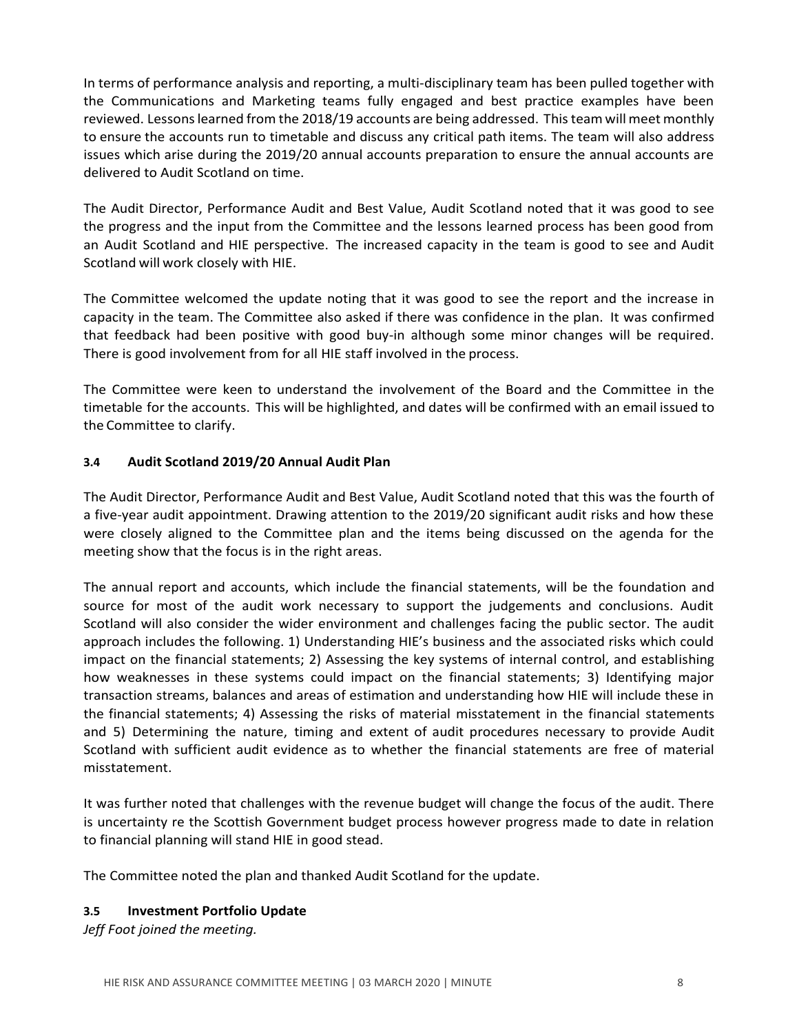In terms of performance analysis and reporting, a multi-disciplinary team has been pulled together with the Communications and Marketing teams fully engaged and best practice examples have been reviewed. Lessons learned from the 2018/19 accounts are being addressed. This team will meet monthly to ensure the accounts run to timetable and discuss any critical path items. The team will also address issues which arise during the 2019/20 annual accounts preparation to ensure the annual accounts are delivered to Audit Scotland on time.

The Audit Director, Performance Audit and Best Value, Audit Scotland noted that it was good to see the progress and the input from the Committee and the lessons learned process has been good from an Audit Scotland and HIE perspective. The increased capacity in the team is good to see and Audit Scotland will work closely with HIE.

The Committee welcomed the update noting that it was good to see the report and the increase in capacity in the team. The Committee also asked if there was confidence in the plan. It was confirmed that feedback had been positive with good buy-in although some minor changes will be required. There is good involvement from for all HIE staff involved in the process.

The Committee were keen to understand the involvement of the Board and the Committee in the timetable for the accounts. This will be highlighted, and dates will be confirmed with an email issued to the Committee to clarify.

### 3.4 Audit Scotland 2019/20 Annual Audit Plan

The Audit Director, Performance Audit and Best Value, Audit Scotland noted that this was the fourth of a five-year audit appointment. Drawing attention to the 2019/20 significant audit risks and how these were closely aligned to the Committee plan and the items being discussed on the agenda for the meeting show that the focus is in the right areas.

The annual report and accounts, which include the financial statements, will be the foundation and source for most of the audit work necessary to support the judgements and conclusions. Audit Scotland will also consider the wider environment and challenges facing the public sector. The audit approach includes the following. 1) Understanding HIE's business and the associated risks which could impact on the financial statements; 2) Assessing the key systems of internal control, and establishing how weaknesses in these systems could impact on the financial statements; 3) Identifying major transaction streams, balances and areas of estimation and understanding how HIE will include these in the financial statements; 4) Assessing the risks of material misstatement in the financial statements and 5) Determining the nature, timing and extent of audit procedures necessary to provide Audit Scotland with sufficient audit evidence as to whether the financial statements are free of material misstatement.

It was further noted that challenges with the revenue budget will change the focus of the audit. There is uncertainty re the Scottish Government budget process however progress made to date in relation to financial planning will stand HIE in good stead.

The Committee noted the plan and thanked Audit Scotland for the update.

### 3.5 Investment Portfolio Update

*Jeff Foot joined the meeting.*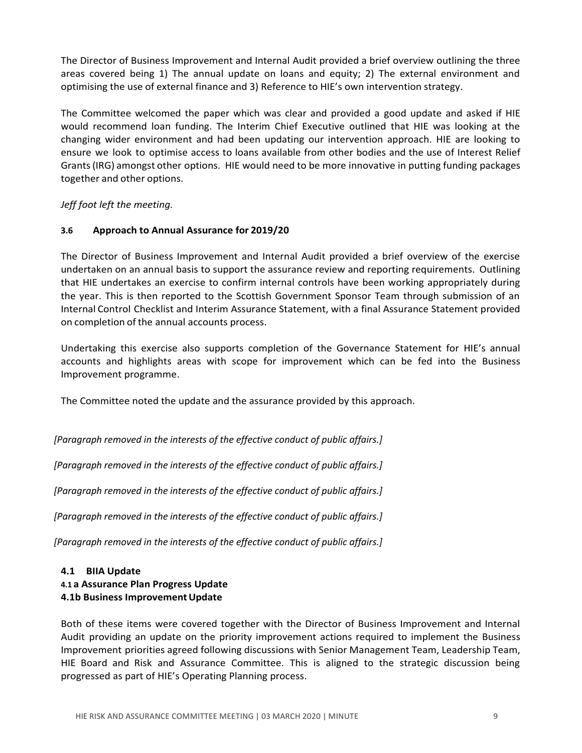The Director of Business Improvement and Internal Audit provided a brief overview outlining the three areas covered being 1) The annual update on loans and equity; 2) The external environment and optimising the use of external finance and 3) Reference to HIE's own intervention strategy.

The Committee welcomed the paper which was clear and provided a good update and asked if HIE would recommend loan funding. The Interim Chief Executive outlined that HIE was looking at the changing wider environment and had been updating our intervention approach. HIE are looking to ensure we look to optimise access to loans available from other bodies and the use of Interest Relief Grants (IRG) amongst other options. HIE would need to be more innovative in putting funding packages together and other options.

*Jeff foot left the meeting.*

### 3.6 Approach to Annual Assurance for 2019/20

The Director of Business Improvement and Internal Audit provided a brief overview of the exercise undertaken on an annual basis to support the assurance review and reporting requirements. Outlining that HIE undertakes an exercise to confirm internal controls have been working appropriately during the year. This is then reported to the Scottish Government Sponsor Team through submission of an Internal Control Checklist and Interim Assurance Statement, with a final Assurance Statement provided on completion of the annual accounts process.

Undertaking this exercise also supports completion of the Governance Statement for HIE's annual accounts and highlights areas with scope for improvement which can be fed into the Business Improvement programme.

The Committee noted the update and the assurance provided by this approach.

*[Paragraph removed in the interests of the effective conduct of public affairs.]*

*[Paragraph removed in the interests of the effective conduct of public affairs.]*

*[Paragraph removed in the interests of the effective conduct of public affairs.]*

*[Paragraph removed in the interests of the effective conduct of public affairs.]*

*[Paragraph removed in the interests of the effective conduct of public affairs.]*

### 4.1 BIIA Update

**4.1 a Assurance Plan Progress Update**

**4.1b Business Improvement Update**

Both of these items were covered together with the Director of Business Improvement and Internal Audit providing an update on the priority improvement actions required to implement the Business Improvement priorities agreed following discussions with Senior Management Team, Leadership Team, HIE Board and Risk and Assurance Committee. This is aligned to the strategic discussion being progressed as part of HIE's Operating Planning process.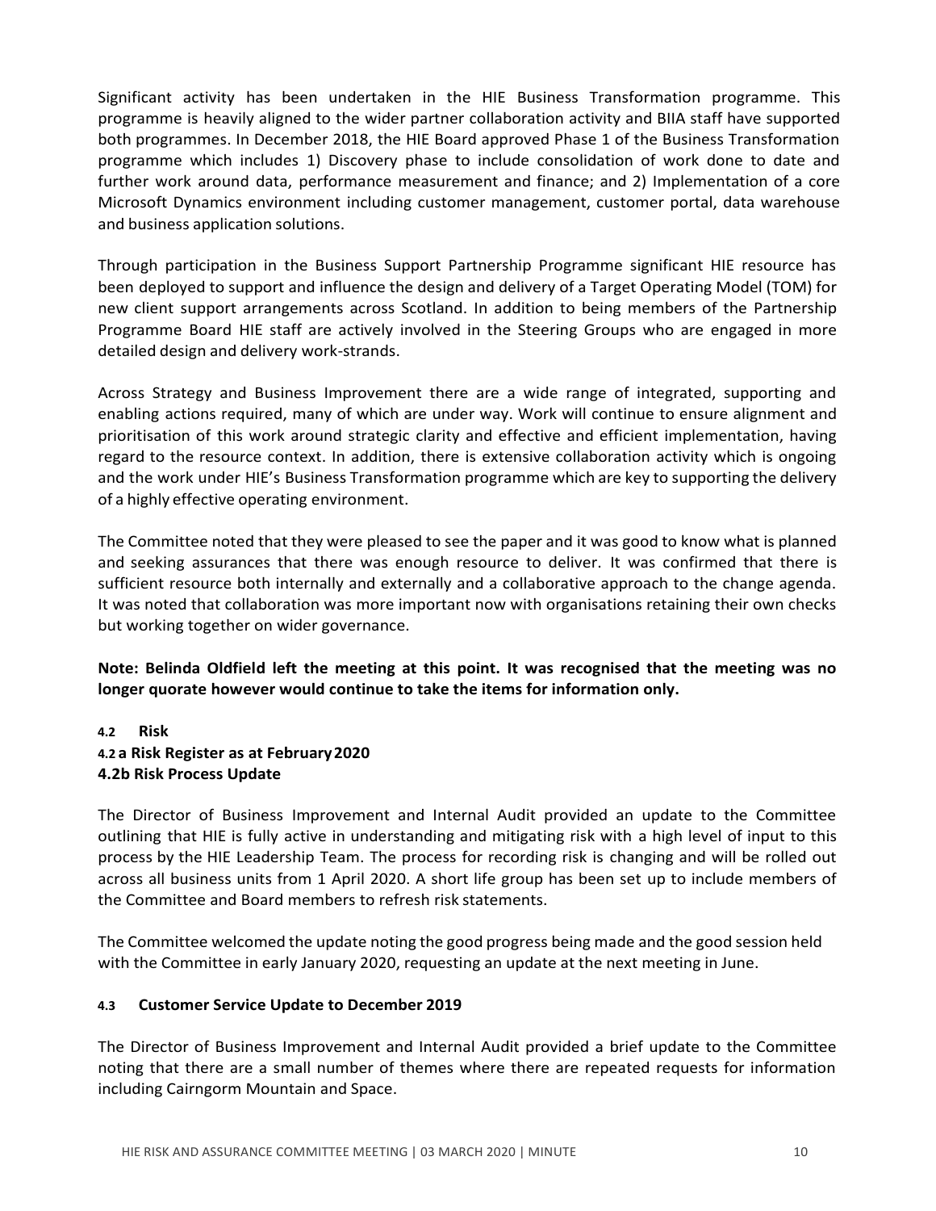Significant activity has been undertaken in the HIE Business Transformation programme. This programme is heavily aligned to the wider partner collaboration activity and BIIA staff have supported both programmes. In December 2018, the HIE Board approved Phase 1 of the Business Transformation programme which includes 1) Discovery phase to include consolidation of work done to date and further work around data, performance measurement and finance; and 2) Implementation of a core Microsoft Dynamics environment including customer management, customer portal, data warehouse and business application solutions.

Through participation in the Business Support Partnership Programme significant HIE resource has been deployed to support and influence the design and delivery of a Target Operating Model (TOM) for new client support arrangements across Scotland. In addition to being members of the Partnership Programme Board HIE staff are actively involved in the Steering Groups who are engaged in more detailed design and delivery work-strands.

Across Strategy and Business Improvement there are a wide range of integrated, supporting and enabling actions required, many of which are under way. Work will continue to ensure alignment and prioritisation of this work around strategic clarity and effective and efficient implementation, having regard to the resource context. In addition, there is extensive collaboration activity which is ongoing and the work under HIE's Business Transformation programme which are key to supporting the delivery of a highly effective operating environment.

The Committee noted that they were pleased to see the paper and it was good to know what is planned and seeking assurances that there was enough resource to deliver. It was confirmed that there is sufficient resource both internally and externally and a collaborative approach to the change agenda. It was noted that collaboration was more important now with organisations retaining their own checks but working together on wider governance.

**Note: Belinda Oldfield left the meeting at this point. It was recognised that the meeting was no longer quorate however would continue to take the items for information only.**

### 4.2 Risk

#### 4.2 a Risk Register as at February 2020

#### 4.2b Risk Process Update

The Director of Business Improvement and Internal Audit provided an update to the Committee outlining that HIE is fully active in understanding and mitigating risk with a high level of input to this process by the HIE Leadership Team. The process for recording risk is changing and will be rolled out across all business units from 1 April 2020. A short life group has been set up to include members of the Committee and Board members to refresh risk statements.

The Committee welcomed the update noting the good progress being made and the good session held with the Committee in early January 2020, requesting an update at the next meeting in June.

### 4.3 Customer Service Update to December 2019

The Director of Business Improvement and Internal Audit provided a brief update to the Committee noting that there are a small number of themes where there are repeated requests for information including Cairngorm Mountain and Space.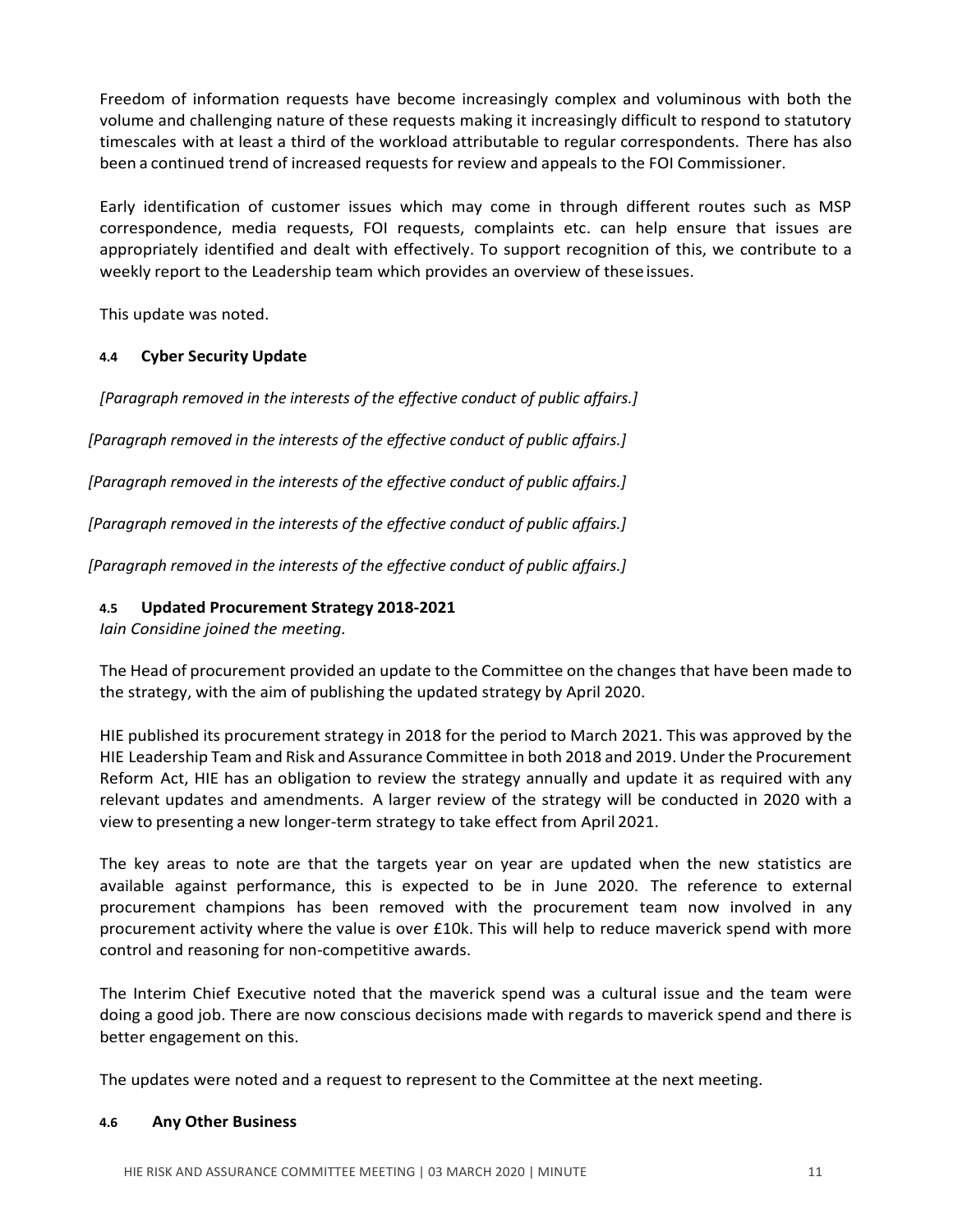Freedom of information requests have become increasingly complex and voluminous with both the volume and challenging nature of these requests making it increasingly difficult to respond to statutory timescales with at least a third of the workload attributable to regular correspondents. There has also been a continued trend of increased requests for review and appeals to the FOI Commissioner.

Early identification of customer issues which may come in through different routes such as MSP correspondence, media requests, FOI requests, complaints etc. can help ensure that issues are appropriately identified and dealt with effectively. To support recognition of this, we contribute to a weekly report to the Leadership team which provides an overview of these issues.

This update was noted.

### 4.4 Cyber Security Update

*[Paragraph removed in the interests of the effective conduct of public affairs.]*

*[Paragraph removed in the interests of the effective conduct of public affairs.]*

*[Paragraph removed in the interests of the effective conduct of public affairs.]*

*[Paragraph removed in the interests of the effective conduct of public affairs.]*

*[Paragraph removed in the interests of the effective conduct of public affairs.]*

### 4.5 Updated Procurement Strategy 2018-2021

*Iain Considine joined the meeting.*

The Head of procurement provided an update to the Committee on the changes that have been made to the strategy, with the aim of publishing the updated strategy by April 2020.

HIE published its procurement strategy in 2018 for the period to March 2021. This was approved by the HIE Leadership Team and Risk and Assurance Committee in both 2018 and 2019. Under the Procurement Reform Act, HIE has an obligation to review the strategy annually and update it as required with any relevant updates and amendments. A larger review of the strategy will be conducted in 2020 with a view to presenting a new longer-term strategy to take effect from April 2021.

The key areas to note are that the targets year on year are updated when the new statistics are available against performance, this is expected to be in June 2020. The reference to external procurement champions has been removed with the procurement team now involved in any procurement activity where the value is over £10k. This will help to reduce maverick spend with more control and reasoning for non-competitive awards.

The Interim Chief Executive noted that the maverick spend was a cultural issue and the team were doing a good job. There are now conscious decisions made with regards to maverick spend and there is better engagement on this.

The updates were noted and a request to represent to the Committee at the next meeting.

### 4.6 Any Other Business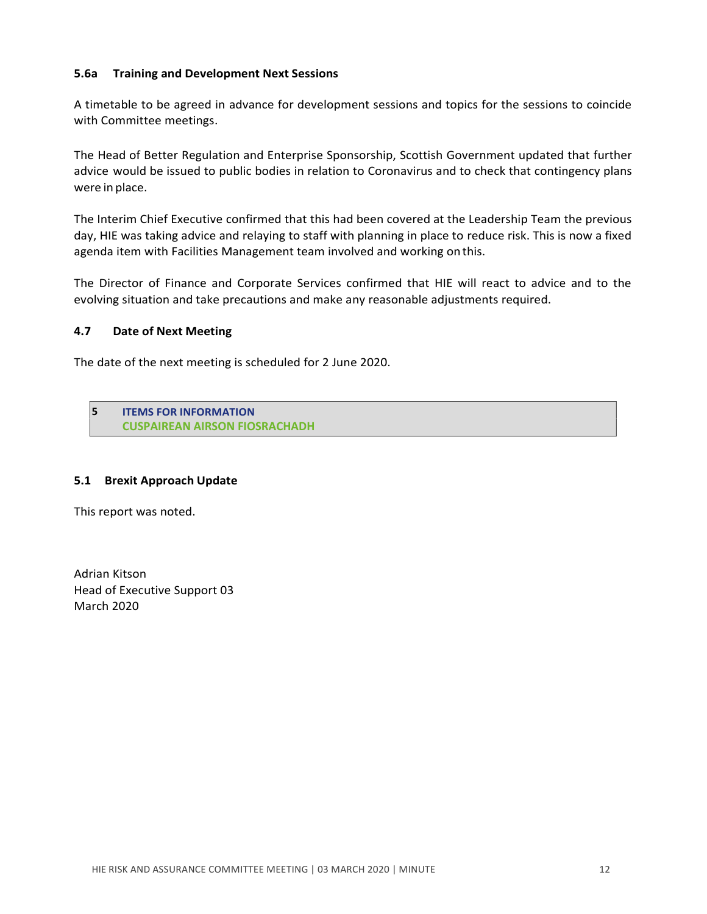### 5.6a Training and Development Next Sessions

A timetable to be agreed in advance for development sessions and topics for the sessions to coincide with Committee meetings.

The Head of Better Regulation and Enterprise Sponsorship, Scottish Government updated that further advice would be issued to public bodies in relation to Coronavirus and to check that contingency plans were in place.

The Interim Chief Executive confirmed that this had been covered at the Leadership Team the previous day, HIE was taking advice and relaying to staff with planning in place to reduce risk. This is now a fixed agenda item with Facilities Management team involved and working on this.

The Director of Finance and Corporate Services confirmed that HIE will react to advice and to the evolving situation and take precautions and make any reasonable adjustments required.

### 4.7 Date of Next Meeting

The date of the next meeting is scheduled for 2 June 2020.

## 5 ITEMS FOR INFORMATION
## CUSPAIREAN AIRSON FIOSRACHADH

### 5.1 Brexit Approach Update

This report was noted.

Adrian Kitson
Head of Executive Support 03
March 2020